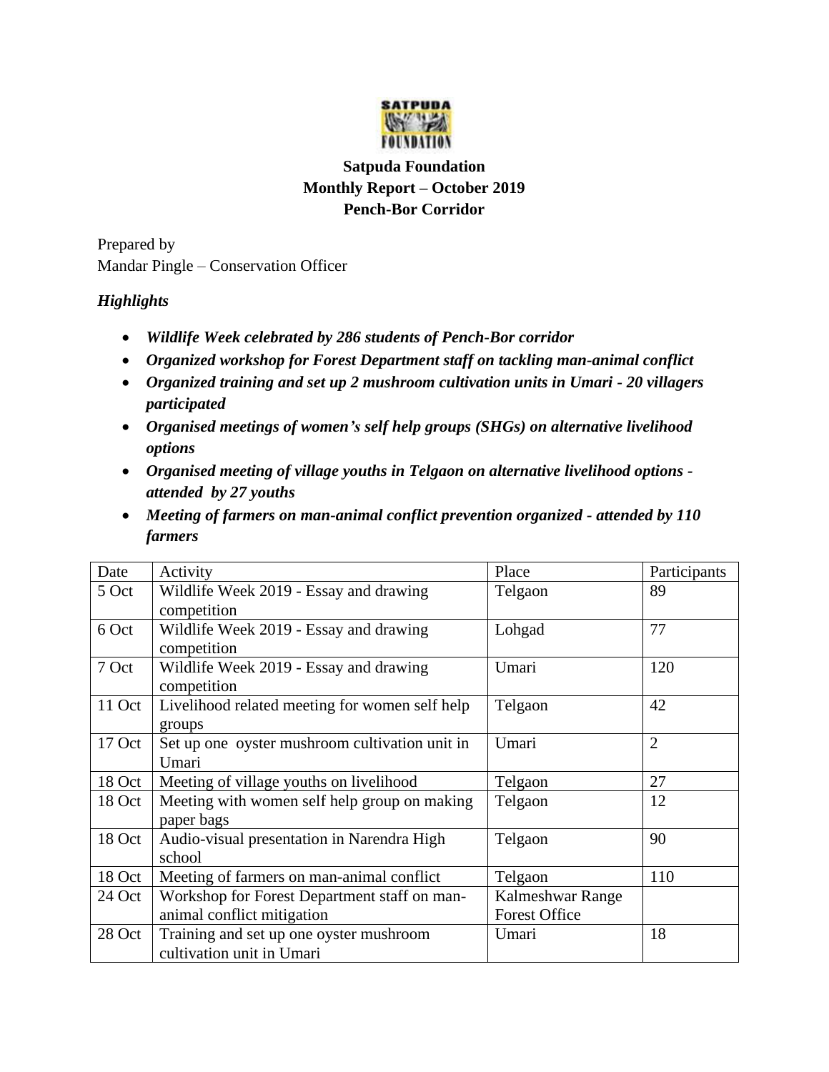**Satpuda Foundation**
**Monthly Report – October 2019**
**Pench-Bor Corridor**

Prepared by
Mandar Pingle – Conservation Officer

***Highlights***

- ***Wildlife Week celebrated by 286 students of Pench-Bor corridor***
- ***Organized workshop for Forest Department staff on tackling man-animal conflict***
- ***Organized training and set up 2 mushroom cultivation units in Umari - 20 villagers participated***
- ***Organised meetings of women's self help groups (SHGs) on alternative livelihood options***
- ***Organised meeting of village youths in Telgaon on alternative livelihood options - attended by 27 youths***
- ***Meeting of farmers on man-animal conflict prevention organized - attended by 110 farmers***

| Date | Activity | Place | Participants |
|---|---|---|---|
| 5 Oct | Wildlife Week 2019 - Essay and drawing competition | Telgaon | 89 |
| 6 Oct | Wildlife Week 2019 - Essay and drawing competition | Lohgad | 77 |
| 7 Oct | Wildlife Week 2019 - Essay and drawing competition | Umari | 120 |
| 11 Oct | Livelihood related meeting for women self help groups | Telgaon | 42 |
| 17 Oct | Set up one oyster mushroom cultivation unit in Umari | Umari | 2 |
| 18 Oct | Meeting of village youths on livelihood | Telgaon | 27 |
| 18 Oct | Meeting with women self help group on making paper bags | Telgaon | 12 |
| 18 Oct | Audio-visual presentation in Narendra High school | Telgaon | 90 |
| 18 Oct | Meeting of farmers on man-animal conflict | Telgaon | 110 |
| 24 Oct | Workshop for Forest Department staff on man-animal conflict mitigation | Kalmeshwar Range Forest Office | |
| 28 Oct | Training and set up one oyster mushroom cultivation unit in Umari | Umari | 18 |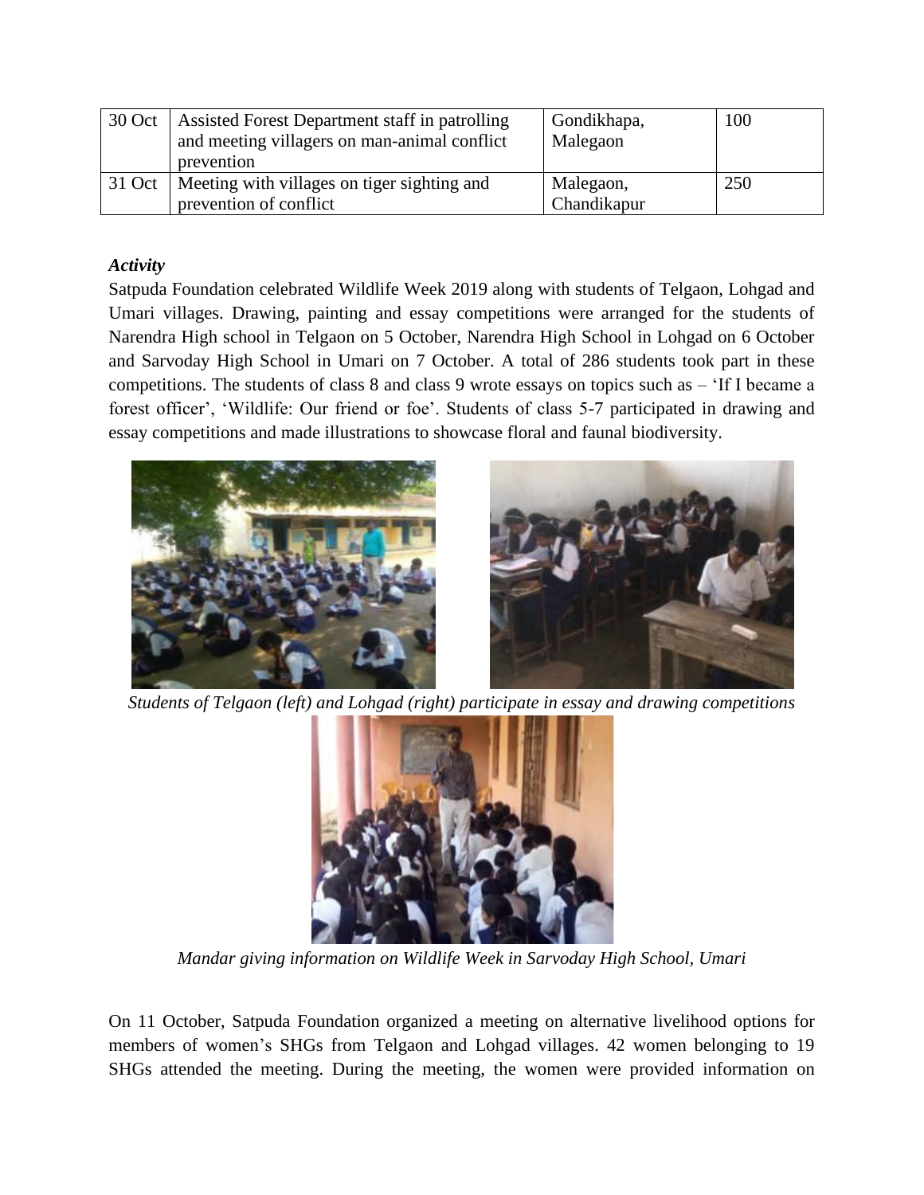| 30 Oct | Assisted Forest Department staff in patrolling and meeting villagers on man-animal conflict prevention | Gondikhapa, Malegaon | 100 |
|---|---|---|---|
| 31 Oct | Meeting with villages on tiger sighting and prevention of conflict | Malegaon, Chandikapur | 250 |

***Activity***

Satpuda Foundation celebrated Wildlife Week 2019 along with students of Telgaon, Lohgad and Umari villages. Drawing, painting and essay competitions were arranged for the students of Narendra High school in Telgaon on 5 October, Narendra High School in Lohgad on 6 October and Sarvoday High School in Umari on 7 October. A total of 286 students took part in these competitions. The students of class 8 and class 9 wrote essays on topics such as – 'If I became a forest officer', 'Wildlife: Our friend or foe'. Students of class 5-7 participated in drawing and essay competitions and made illustrations to showcase floral and faunal biodiversity.

*Students of Telgaon (left) and Lohgad (right) participate in essay and drawing competitions*

*Mandar giving information on Wildlife Week in Sarvoday High School, Umari*

On 11 October, Satpuda Foundation organized a meeting on alternative livelihood options for members of women's SHGs from Telgaon and Lohgad villages. 42 women belonging to 19 SHGs attended the meeting. During the meeting, the women were provided information on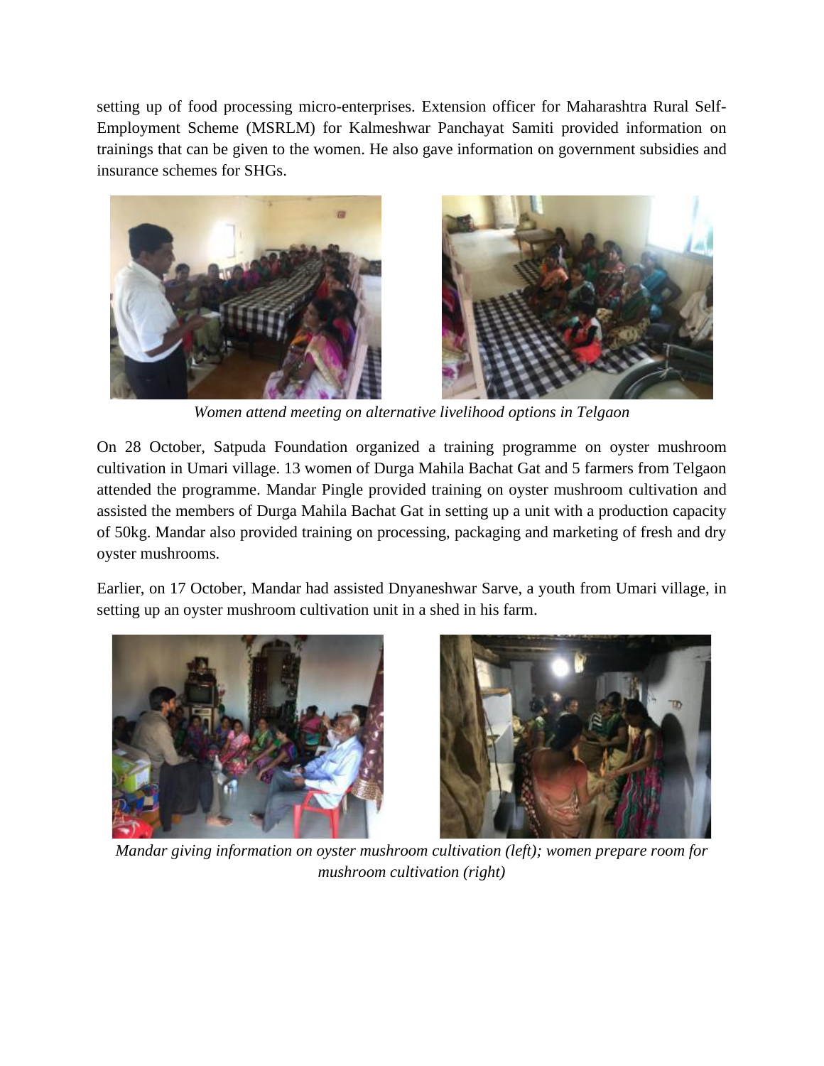setting up of food processing micro-enterprises. Extension officer for Maharashtra Rural Self-Employment Scheme (MSRLM) for Kalmeshwar Panchayat Samiti provided information on trainings that can be given to the women. He also gave information on government subsidies and insurance schemes for SHGs.

*Women attend meeting on alternative livelihood options in Telgaon*

On 28 October, Satpuda Foundation organized a training programme on oyster mushroom cultivation in Umari village. 13 women of Durga Mahila Bachat Gat and 5 farmers from Telgaon attended the programme. Mandar Pingle provided training on oyster mushroom cultivation and assisted the members of Durga Mahila Bachat Gat in setting up a unit with a production capacity of 50kg. Mandar also provided training on processing, packaging and marketing of fresh and dry oyster mushrooms.

Earlier, on 17 October, Mandar had assisted Dnyaneshwar Sarve, a youth from Umari village, in setting up an oyster mushroom cultivation unit in a shed in his farm.

*Mandar giving information on oyster mushroom cultivation (left); women prepare room for mushroom cultivation (right)*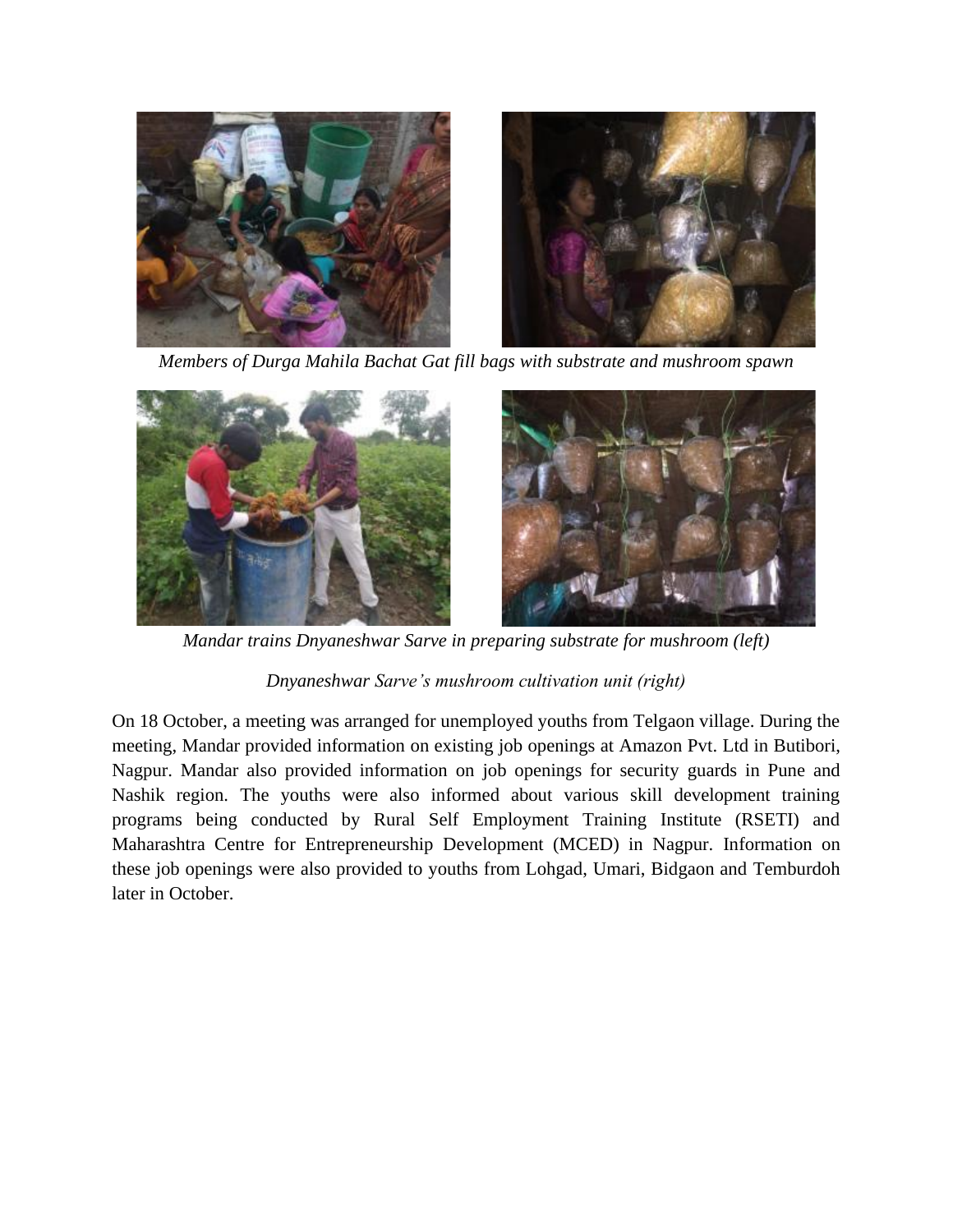*Members of Durga Mahila Bachat Gat fill bags with substrate and mushroom spawn*

*Mandar trains Dnyaneshwar Sarve in preparing substrate for mushroom (left)*

*Dnyaneshwar Sarve's mushroom cultivation unit (right)*

On 18 October, a meeting was arranged for unemployed youths from Telgaon village. During the meeting, Mandar provided information on existing job openings at Amazon Pvt. Ltd in Butibori, Nagpur. Mandar also provided information on job openings for security guards in Pune and Nashik region. The youths were also informed about various skill development training programs being conducted by Rural Self Employment Training Institute (RSETI) and Maharashtra Centre for Entrepreneurship Development (MCED) in Nagpur. Information on these job openings were also provided to youths from Lohgad, Umari, Bidgaon and Temburdoh later in October.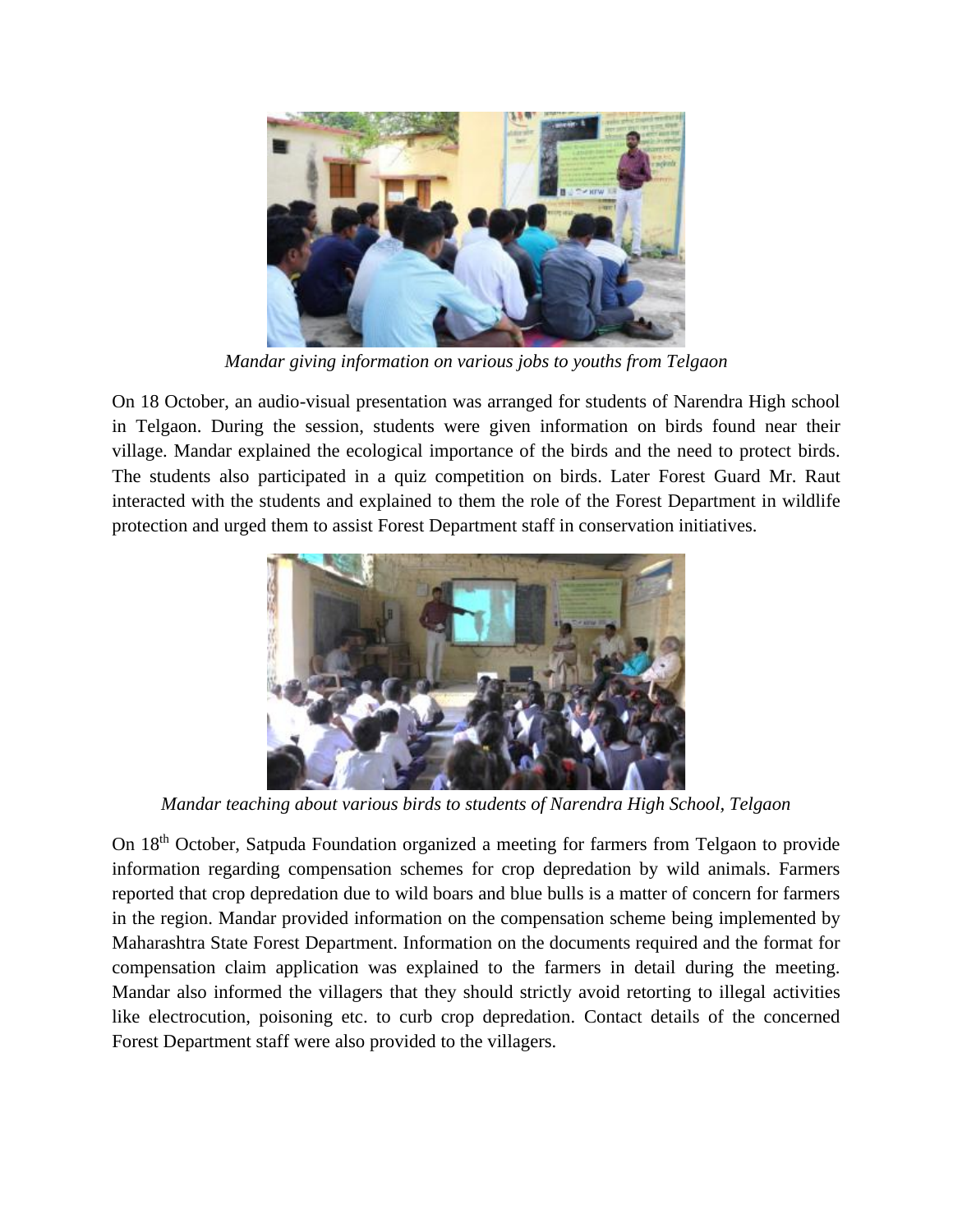*Mandar giving information on various jobs to youths from Telgaon*

On 18 October, an audio-visual presentation was arranged for students of Narendra High school in Telgaon. During the session, students were given information on birds found near their village. Mandar explained the ecological importance of the birds and the need to protect birds. The students also participated in a quiz competition on birds. Later Forest Guard Mr. Raut interacted with the students and explained to them the role of the Forest Department in wildlife protection and urged them to assist Forest Department staff in conservation initiatives.

*Mandar teaching about various birds to students of Narendra High School, Telgaon*

On 18th October, Satpuda Foundation organized a meeting for farmers from Telgaon to provide information regarding compensation schemes for crop depredation by wild animals. Farmers reported that crop depredation due to wild boars and blue bulls is a matter of concern for farmers in the region. Mandar provided information on the compensation scheme being implemented by Maharashtra State Forest Department. Information on the documents required and the format for compensation claim application was explained to the farmers in detail during the meeting. Mandar also informed the villagers that they should strictly avoid retorting to illegal activities like electrocution, poisoning etc. to curb crop depredation. Contact details of the concerned Forest Department staff were also provided to the villagers.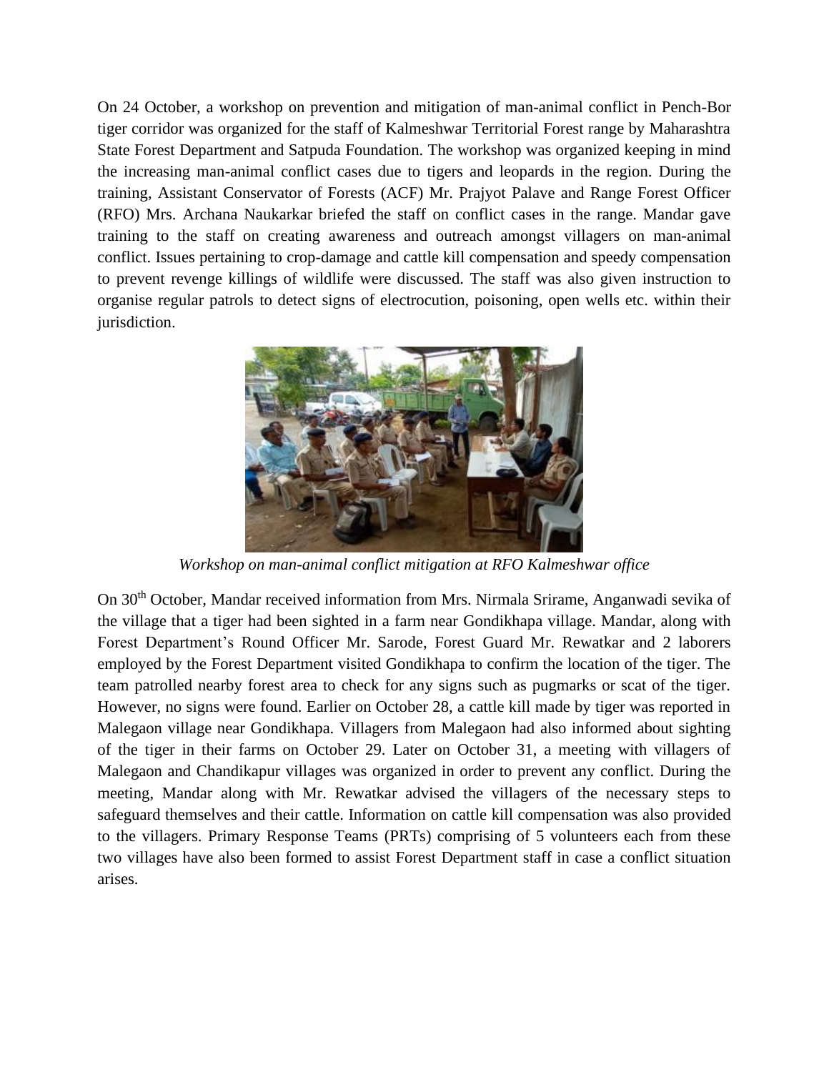On 24 October, a workshop on prevention and mitigation of man-animal conflict in Pench-Bor tiger corridor was organized for the staff of Kalmeshwar Territorial Forest range by Maharashtra State Forest Department and Satpuda Foundation. The workshop was organized keeping in mind the increasing man-animal conflict cases due to tigers and leopards in the region. During the training, Assistant Conservator of Forests (ACF) Mr. Prajyot Palave and Range Forest Officer (RFO) Mrs. Archana Naukarkar briefed the staff on conflict cases in the range. Mandar gave training to the staff on creating awareness and outreach amongst villagers on man-animal conflict. Issues pertaining to crop-damage and cattle kill compensation and speedy compensation to prevent revenge killings of wildlife were discussed. The staff was also given instruction to organise regular patrols to detect signs of electrocution, poisoning, open wells etc. within their jurisdiction.

*Workshop on man-animal conflict mitigation at RFO Kalmeshwar office*

On 30th October, Mandar received information from Mrs. Nirmala Srirame, Anganwadi sevika of the village that a tiger had been sighted in a farm near Gondikhapa village. Mandar, along with Forest Department's Round Officer Mr. Sarode, Forest Guard Mr. Rewatkar and 2 laborers employed by the Forest Department visited Gondikhapa to confirm the location of the tiger. The team patrolled nearby forest area to check for any signs such as pugmarks or scat of the tiger. However, no signs were found. Earlier on October 28, a cattle kill made by tiger was reported in Malegaon village near Gondikhapa. Villagers from Malegaon had also informed about sighting of the tiger in their farms on October 29. Later on October 31, a meeting with villagers of Malegaon and Chandikapur villages was organized in order to prevent any conflict. During the meeting, Mandar along with Mr. Rewatkar advised the villagers of the necessary steps to safeguard themselves and their cattle. Information on cattle kill compensation was also provided to the villagers. Primary Response Teams (PRTs) comprising of 5 volunteers each from these two villages have also been formed to assist Forest Department staff in case a conflict situation arises.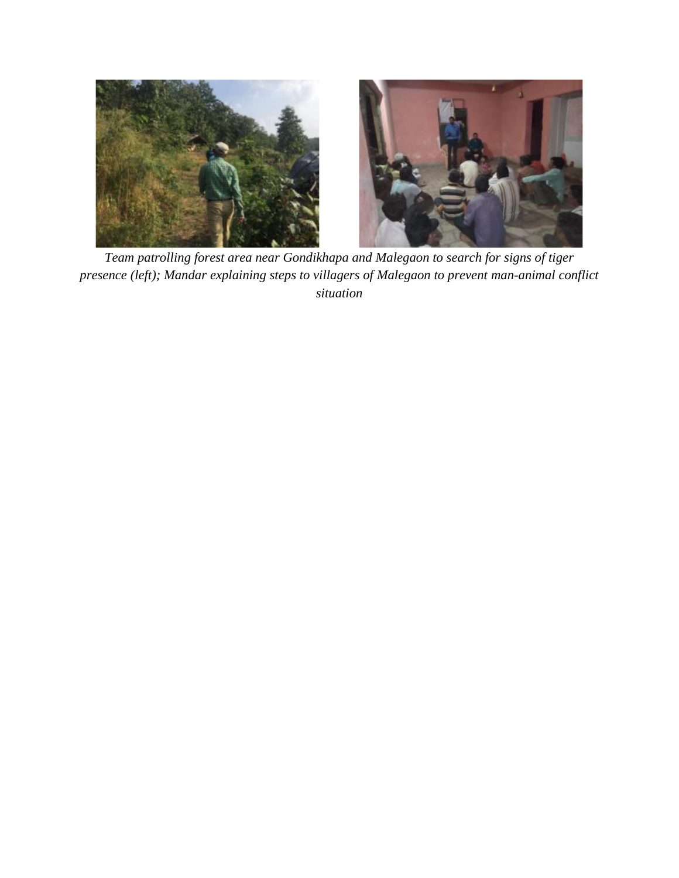*Team patrolling forest area near Gondikhapa and Malegaon to search for signs of tiger presence (left); Mandar explaining steps to villagers of Malegaon to prevent man-animal conflict situation*